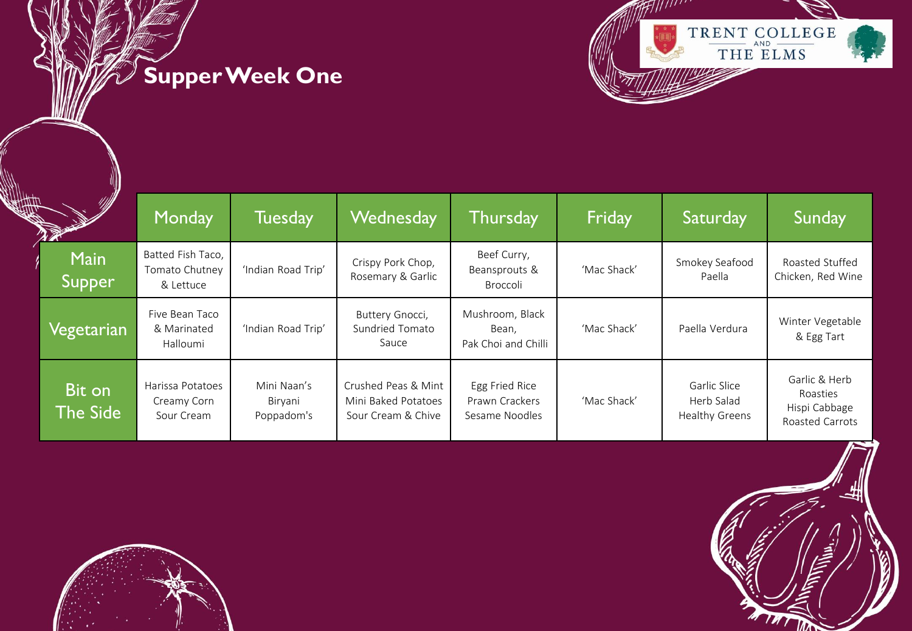# Supper Week One

TRENT COLLEGE AND THE ELMS

| | Monday | Tuesday | Wednesday | Thursday | Friday | Saturday | Sunday |
|---|---|---|---|---|---|---|---|
| Main Supper | Batted Fish Taco, Tomato Chutney & Lettuce | 'Indian Road Trip' | Crispy Pork Chop, Rosemary & Garlic | Beef Curry, Beansprouts & Broccoli | 'Mac Shack' | Smokey Seafood Paella | Roasted Stuffed Chicken, Red Wine |
| Vegetarian | Five Bean Taco & Marinated Halloumi | 'Indian Road Trip' | Buttery Gnocci, Sundried Tomato Sauce | Mushroom, Black Bean, Pak Choi and Chilli | 'Mac Shack' | Paella Verdura | Winter Vegetable & Egg Tart |
| Bit on The Side | Harissa Potatoes<br>Creamy Corn<br>Sour Cream | Mini Naan's<br>Biryani<br>Poppadom's | Crushed Peas & Mint<br>Mini Baked Potatoes<br>Sour Cream & Chive | Egg Fried Rice<br>Prawn Crackers<br>Sesame Noodles | 'Mac Shack' | Garlic Slice<br>Herb Salad<br>Healthy Greens | Garlic & Herb Roasties<br>Hispi Cabbage<br>Roasted Carrots |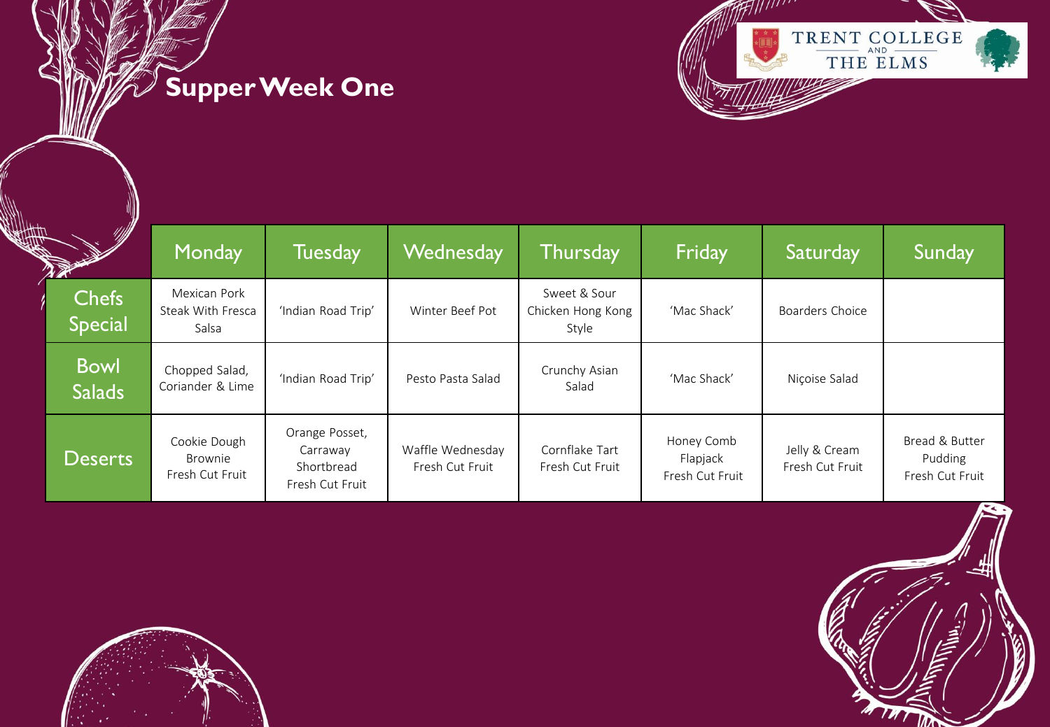# Supper Week One

TRENT COLLEGE AND THE ELMS

| | Monday | Tuesday | Wednesday | Thursday | Friday | Saturday | Sunday |
|---|---|---|---|---|---|---|---|
| Chefs Special | Mexican Pork Steak With Fresca Salsa | 'Indian Road Trip' | Winter Beef Pot | Sweet & Sour Chicken Hong Kong Style | 'Mac Shack' | Boarders Choice | |
| Bowl Salads | Chopped Salad, Coriander & Lime | 'Indian Road Trip' | Pesto Pasta Salad | Crunchy Asian Salad | 'Mac Shack' | Niçoise Salad | |
| Deserts | Cookie Dough Brownie Fresh Cut Fruit | Orange Posset, Carraway Shortbread Fresh Cut Fruit | Waffle Wednesday Fresh Cut Fruit | Cornflake Tart Fresh Cut Fruit | Honey Comb Flapjack Fresh Cut Fruit | Jelly & Cream Fresh Cut Fruit | Bread & Butter Pudding Fresh Cut Fruit |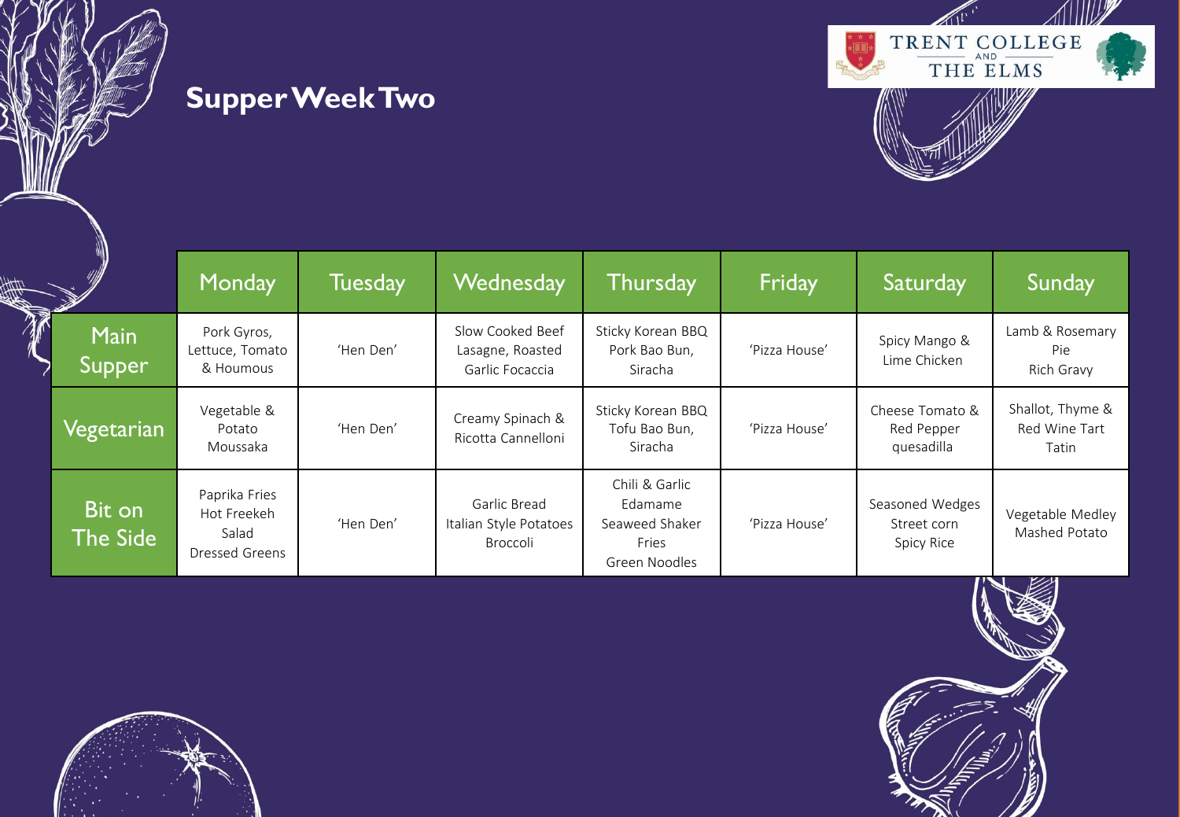TRENT COLLEGE AND THE ELMS

# Supper Week Two

| | Monday | Tuesday | Wednesday | Thursday | Friday | Saturday | Sunday |
|---|---|---|---|---|---|---|---|
| Main Supper | Pork Gyros, Lettuce, Tomato & Houmous | 'Hen Den' | Slow Cooked Beef Lasagne, Roasted Garlic Focaccia | Sticky Korean BBQ Pork Bao Bun, Siracha | 'Pizza House' | Spicy Mango & Lime Chicken | Lamb & Rosemary Pie Rich Gravy |
| Vegetarian | Vegetable & Potato Moussaka | 'Hen Den' | Creamy Spinach & Ricotta Cannelloni | Sticky Korean BBQ Tofu Bao Bun, Siracha | 'Pizza House' | Cheese Tomato & Red Pepper quesadilla | Shallot, Thyme & Red Wine Tart Tatin |
| Bit on The Side | Paprika Fries Hot Freekeh Salad Dressed Greens | 'Hen Den' | Garlic Bread Italian Style Potatoes Broccoli | Chili & Garlic Edamame Seaweed Shaker Fries Green Noodles | 'Pizza House' | Seasoned Wedges Street corn Spicy Rice | Vegetable Medley Mashed Potato |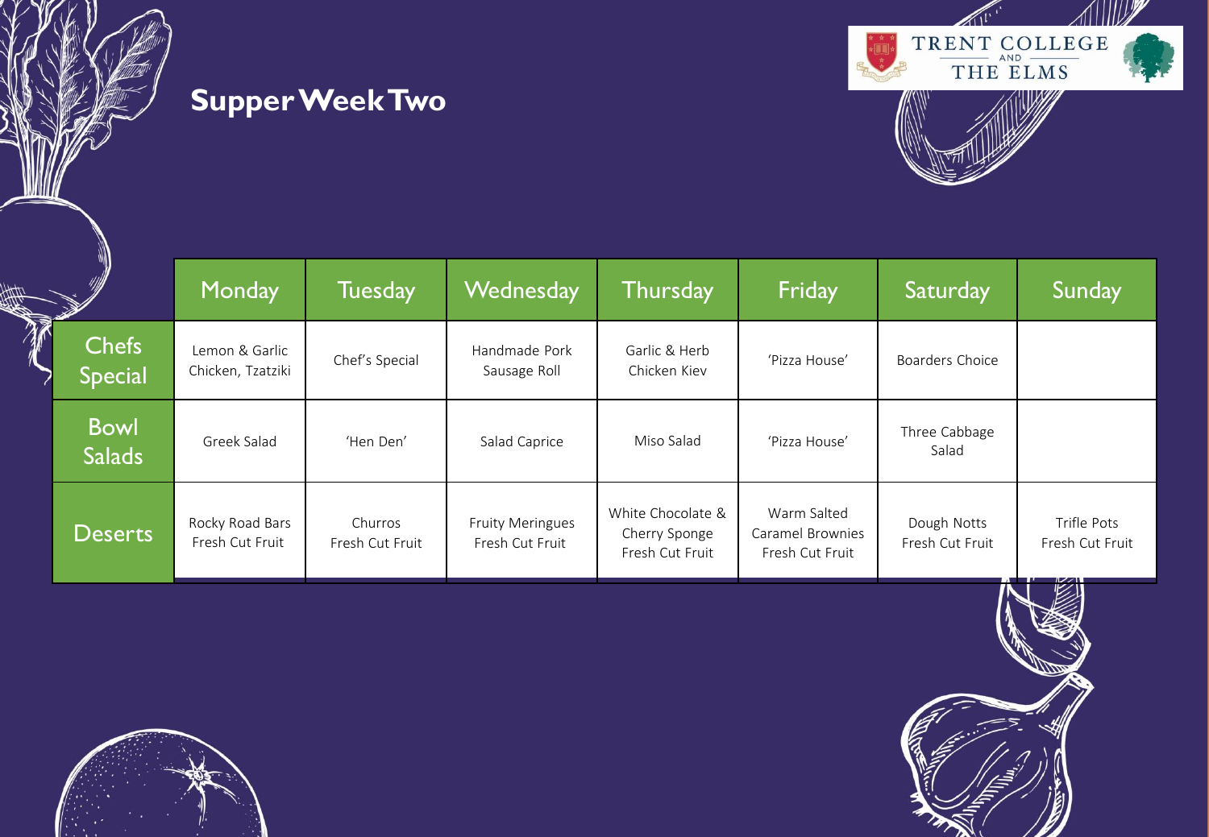# Supper Week Two

TRENT COLLEGE AND THE ELMS

| | Monday | Tuesday | Wednesday | Thursday | Friday | Saturday | Sunday |
|---|---|---|---|---|---|---|---|
| Chefs Special | Lemon & Garlic Chicken, Tzatziki | Chef's Special | Handmade Pork Sausage Roll | Garlic & Herb Chicken Kiev | 'Pizza House' | Boarders Choice | |
| Bowl Salads | Greek Salad | 'Hen Den' | Salad Caprice | Miso Salad | 'Pizza House' | Three Cabbage Salad | |
| Deserts | Rocky Road Bars Fresh Cut Fruit | Churros Fresh Cut Fruit | Fruity Meringues Fresh Cut Fruit | White Chocolate & Cherry Sponge Fresh Cut Fruit | Warm Salted Caramel Brownies Fresh Cut Fruit | Dough Notts Fresh Cut Fruit | Trifle Pots Fresh Cut Fruit |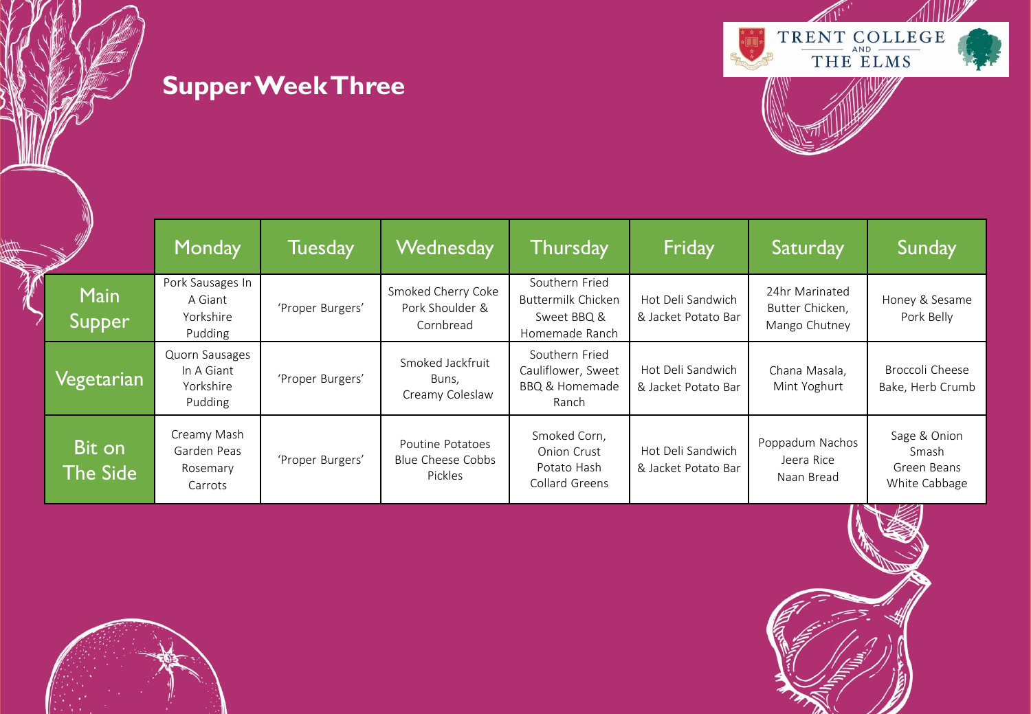TRENT COLLEGE AND THE ELMS

# Supper Week Three

| | Monday | Tuesday | Wednesday | Thursday | Friday | Saturday | Sunday |
|---|---|---|---|---|---|---|---|
| Main Supper | Pork Sausages In A Giant Yorkshire Pudding | 'Proper Burgers' | Smoked Cherry Coke Pork Shoulder & Cornbread | Southern Fried Buttermilk Chicken Sweet BBQ & Homemade Ranch | Hot Deli Sandwich & Jacket Potato Bar | 24hr Marinated Butter Chicken, Mango Chutney | Honey & Sesame Pork Belly |
| Vegetarian | Quorn Sausages In A Giant Yorkshire Pudding | 'Proper Burgers' | Smoked Jackfruit Buns, Creamy Coleslaw | Southern Fried Cauliflower, Sweet BBQ & Homemade Ranch | Hot Deli Sandwich & Jacket Potato Bar | Chana Masala, Mint Yoghurt | Broccoli Cheese Bake, Herb Crumb |
| Bit on The Side | Creamy Mash Garden Peas Rosemary Carrots | 'Proper Burgers' | Poutine Potatoes Blue Cheese Cobbs Pickles | Smoked Corn, Onion Crust Potato Hash Collard Greens | Hot Deli Sandwich & Jacket Potato Bar | Poppadum Nachos Jeera Rice Naan Bread | Sage & Onion Smash Green Beans White Cabbage |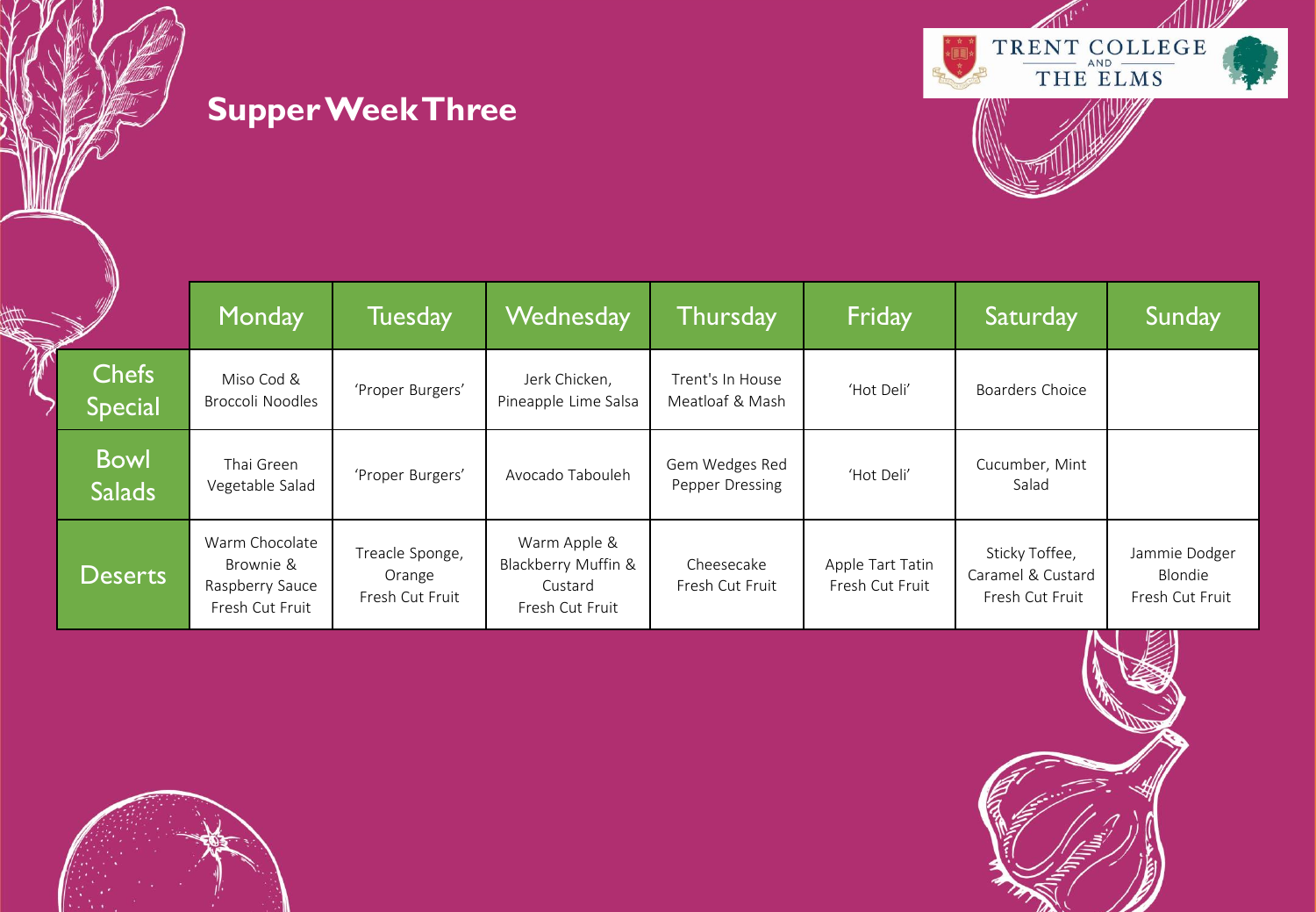## Supper Week Three

| | Monday | Tuesday | Wednesday | Thursday | Friday | Saturday | Sunday |
|---|---|---|---|---|---|---|---|
| Chefs Special | Miso Cod & Broccoli Noodles | 'Proper Burgers' | Jerk Chicken, Pineapple Lime Salsa | Trent's In House Meatloaf & Mash | 'Hot Deli' | Boarders Choice | |
| Bowl Salads | Thai Green Vegetable Salad | 'Proper Burgers' | Avocado Tabouleh | Gem Wedges Red Pepper Dressing | 'Hot Deli' | Cucumber, Mint Salad | |
| Deserts | Warm Chocolate Brownie & Raspberry Sauce Fresh Cut Fruit | Treacle Sponge, Orange Fresh Cut Fruit | Warm Apple & Blackberry Muffin & Custard Fresh Cut Fruit | Cheesecake Fresh Cut Fruit | Apple Tart Tatin Fresh Cut Fruit | Sticky Toffee, Caramel & Custard Fresh Cut Fruit | Jammie Dodger Blondie Fresh Cut Fruit |